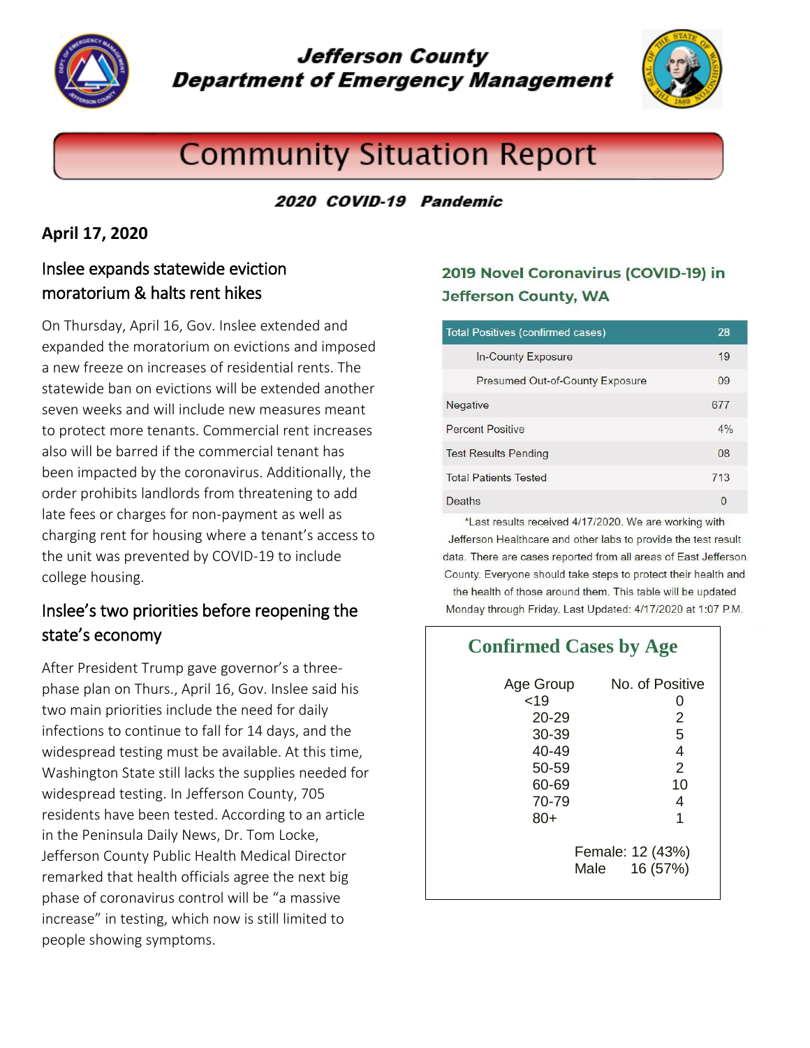# Jefferson County Department of Emergency Management

# Community Situation Report

***2020 COVID-19 Pandemic***

**April 17, 2020**

## Inslee expands statewide eviction moratorium & halts rent hikes

On Thursday, April 16, Gov. Inslee extended and expanded the moratorium on evictions and imposed a new freeze on increases of residential rents. The statewide ban on evictions will be extended another seven weeks and will include new measures meant to protect more tenants. Commercial rent increases also will be barred if the commercial tenant has been impacted by the coronavirus. Additionally, the order prohibits landlords from threatening to add late fees or charges for non-payment as well as charging rent for housing where a tenant's access to the unit was prevented by COVID-19 to include college housing.

## Inslee's two priorities before reopening the state's economy

After President Trump gave governor's a three-phase plan on Thurs., April 16, Gov. Inslee said his two main priorities include the need for daily infections to continue to fall for 14 days, and the widespread testing must be available. At this time, Washington State still lacks the supplies needed for widespread testing. In Jefferson County, 705 residents have been tested. According to an article in the Peninsula Daily News, Dr. Tom Locke, Jefferson County Public Health Medical Director remarked that health officials agree the next big phase of coronavirus control will be "a massive increase" in testing, which now is still limited to people showing symptoms.

## 2019 Novel Coronavirus (COVID-19) in Jefferson County, WA

| Total Positives (confirmed cases) | 28 |
|---|---|
| In-County Exposure | 19 |
| Presumed Out-of-County Exposure | 09 |
| Negative | 677 |
| Percent Positive | 4% |
| Test Results Pending | 08 |
| Total Patients Tested | 713 |
| Deaths | 0 |

\*Last results received 4/17/2020. We are working with Jefferson Healthcare and other labs to provide the test result data. There are cases reported from all areas of East Jefferson County. Everyone should take steps to protect their health and the health of those around them. This table will be updated Monday through Friday. Last Updated: 4/17/2020 at 1:07 P.M.

## Confirmed Cases by Age

| Age Group | No. of Positive |
|---|---|
| <19 | 0 |
| 20-29 | 2 |
| 30-39 | 5 |
| 40-49 | 4 |
| 50-59 | 2 |
| 60-69 | 10 |
| 70-79 | 4 |
| 80+ | 1 |

Female: 12 (43%)
Male 16 (57%)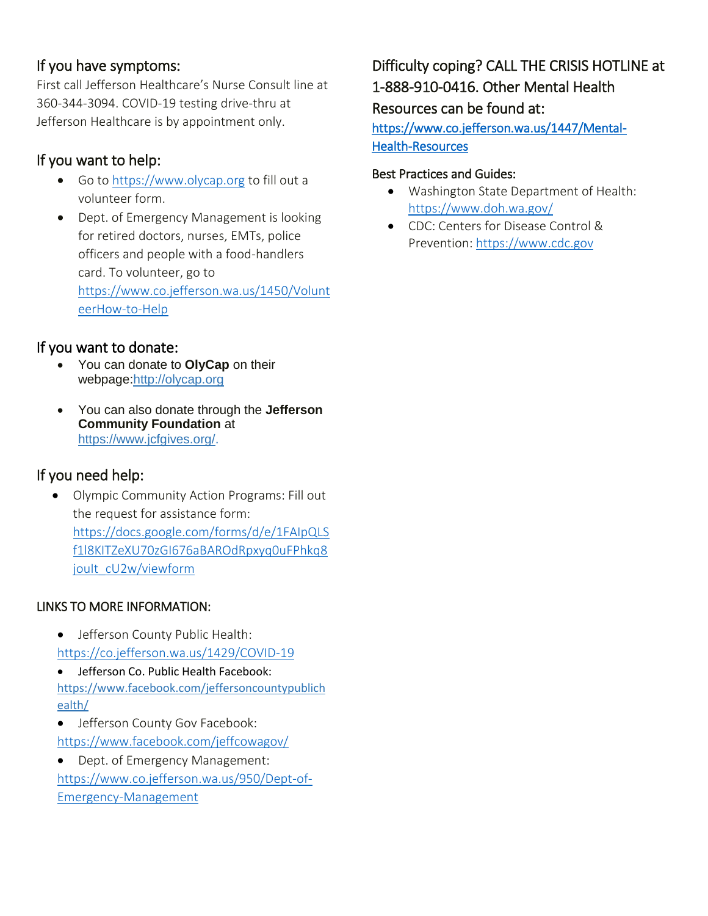## If you have symptoms:

First call Jefferson Healthcare's Nurse Consult line at 360-344-3094. COVID-19 testing drive-thru at Jefferson Healthcare is by appointment only.

## If you want to help:

- Go to https://www.olycap.org to fill out a volunteer form.
- Dept. of Emergency Management is looking for retired doctors, nurses, EMTs, police officers and people with a food-handlers card. To volunteer, go to https://www.co.jefferson.wa.us/1450/VolunteerHow-to-Help

## If you want to donate:

- You can donate to **OlyCap** on their webpage:http://olycap.org
- You can also donate through the **Jefferson Community Foundation** at https://www.jcfgives.org/.

## If you need help:

- Olympic Community Action Programs: Fill out the request for assistance form: https://docs.google.com/forms/d/e/1FAIpQLSf1I8KITZeXU70zGI676aBAROdRpxyq0uFPhkq8joult_cU2w/viewform

### LINKS TO MORE INFORMATION:

- Jefferson County Public Health: https://co.jefferson.wa.us/1429/COVID-19
- Jefferson Co. Public Health Facebook: https://www.facebook.com/jeffersoncountypublichealth/
- Jefferson County Gov Facebook: https://www.facebook.com/jeffcowagov/
- Dept. of Emergency Management: https://www.co.jefferson.wa.us/950/Dept-of-Emergency-Management

## Difficulty coping? CALL THE CRISIS HOTLINE at 1-888-910-0416. Other Mental Health Resources can be found at:

https://www.co.jefferson.wa.us/1447/Mental-Health-Resources

### Best Practices and Guides:

- Washington State Department of Health: https://www.doh.wa.gov/
- CDC: Centers for Disease Control & Prevention: https://www.cdc.gov